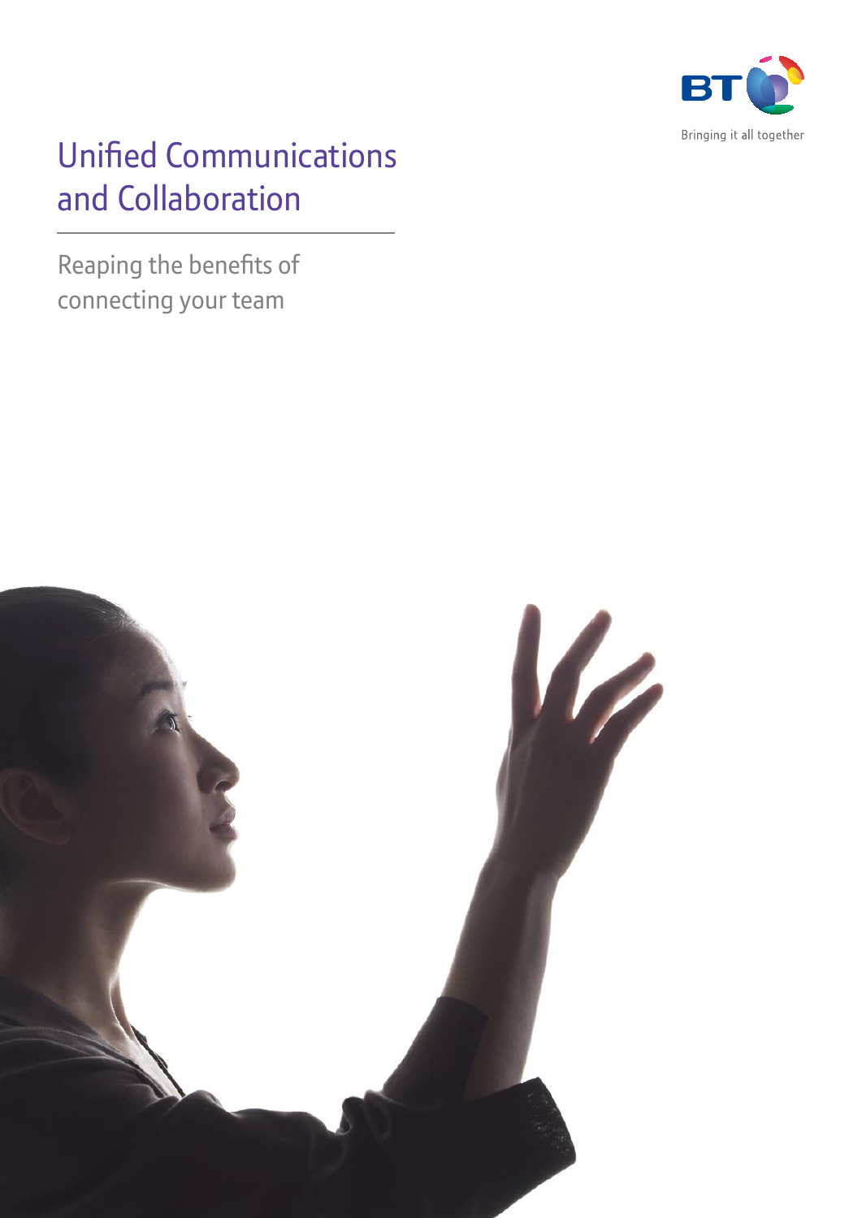BT

Bringing it all together

# Unified Communications and Collaboration

Reaping the benefits of connecting your team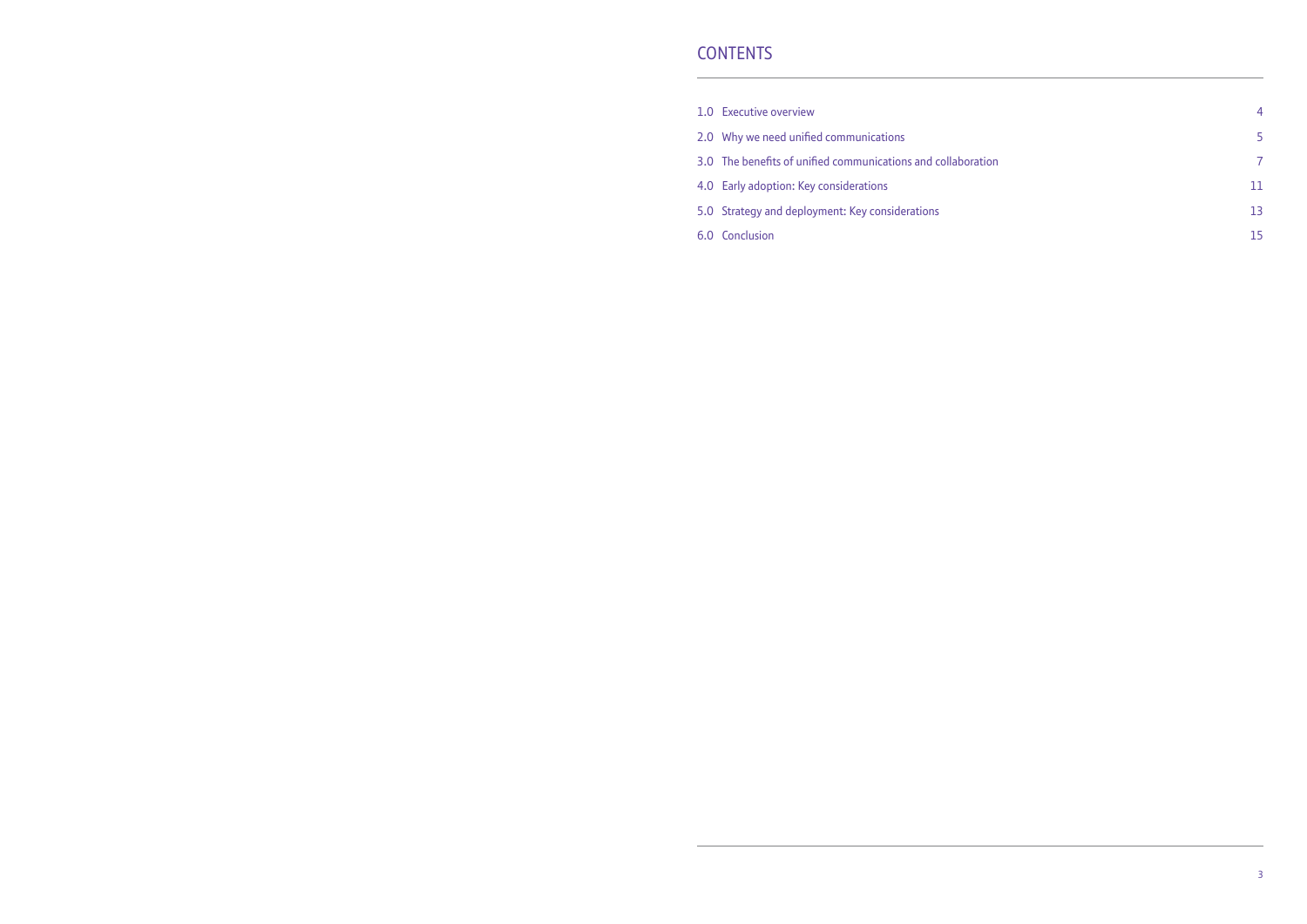# CONTENTS

| | | |
|---|---|---|
| 1.0 | Executive overview | 4 |
| 2.0 | Why we need unified communications | 5 |
| 3.0 | The benefits of unified communications and collaboration | 7 |
| 4.0 | Early adoption: Key considerations | 11 |
| 5.0 | Strategy and deployment: Key considerations | 13 |
| 6.0 | Conclusion | 15 |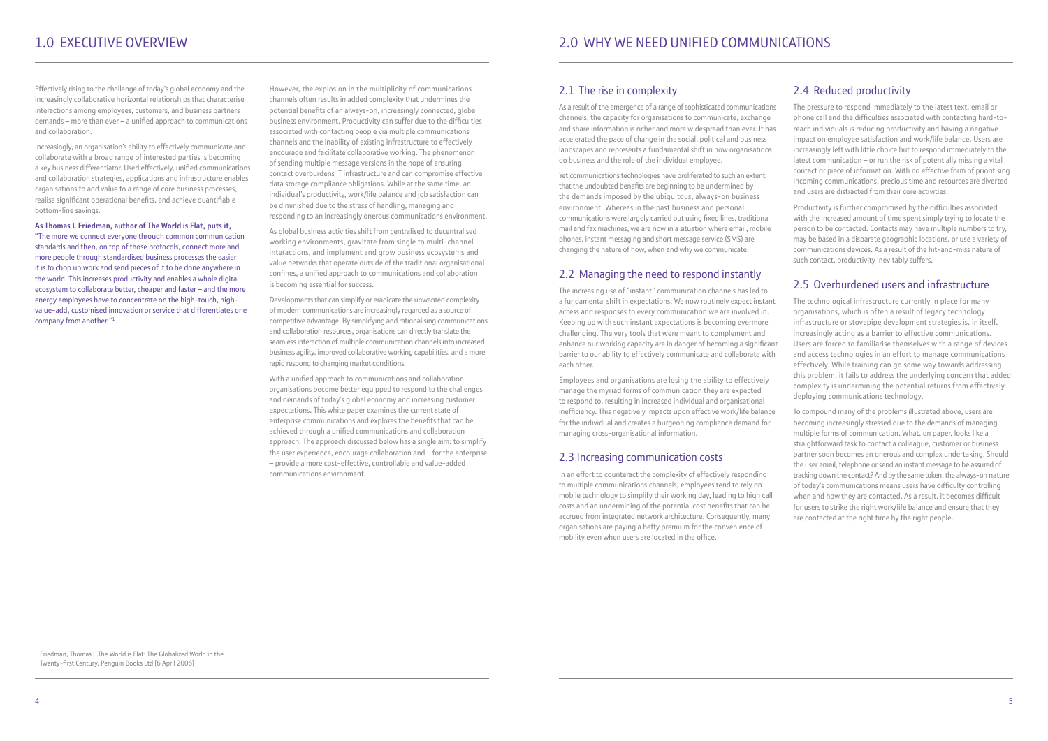# 1.0 EXECUTIVE OVERVIEW

Effectively rising to the challenge of today's global economy and the increasingly collaborative horizontal relationships that characterise interactions among employees, customers, and business partners demands – more than ever – a unified approach to communications and collaboration.

Increasingly, an organisation's ability to effectively communicate and collaborate with a broad range of interested parties is becoming a key business differentiator. Used effectively, unified communications and collaboration strategies, applications and infrastructure enables organisations to add value to a range of core business processes, realise significant operational benefits, and achieve quantifiable bottom-line savings.

**As Thomas L Friedman, author of The World is Flat, puts it,**
"The more we connect everyone through common communication standards and then, on top of those protocols, connect more and more people through standardised business processes the easier it is to chop up work and send pieces of it to be done anywhere in the world. This increases productivity and enables a whole digital ecosystem to collaborate better, cheaper and faster – and the more energy employees have to concentrate on the high-touch, high-value-add, customised innovation or service that differentiates one company from another."[1]

However, the explosion in the multiplicity of communications channels often results in added complexity that undermines the potential benefits of an always-on, increasingly connected, global business environment. Productivity can suffer due to the difficulties associated with contacting people via multiple communications channels and the inability of existing infrastructure to effectively encourage and facilitate collaborative working. The phenomenon of sending multiple message versions in the hope of ensuring contact overburdens IT infrastructure and can compromise effective data storage compliance obligations. While at the same time, an individual's productivity, work/life balance and job satisfaction can be diminished due to the stress of handling, managing and responding to an increasingly onerous communications environment.

As global business activities shift from centralised to decentralised working environments, gravitate from single to multi-channel interactions, and implement and grow business ecosystems and value networks that operate outside of the traditional organisational confines, a unified approach to communications and collaboration is becoming essential for success.

Developments that can simplify or eradicate the unwanted complexity of modern communications are increasingly regarded as a source of competitive advantage. By simplifying and rationalising communications and collaboration resources, organisations can directly translate the seamless interaction of multiple communication channels into increased business agility, improved collaborative working capabilities, and a more rapid respond to changing market conditions.

With a unified approach to communications and collaboration organisations become better equipped to respond to the challenges and demands of today's global economy and increasing customer expectations. This white paper examines the current state of enterprise communications and explores the benefits that can be achieved through a unified communications and collaboration approach. The approach discussed below has a single aim: to simplify the user experience, encourage collaboration and – for the enterprise – provide a more cost-effective, controllable and value-added communications environment.

[1] Friedman, Thomas L.The World is Flat: The Globalized World in the Twenty-first Century. Penguin Books Ltd [6 April 2006]

# 2.0 WHY WE NEED UNIFIED COMMUNICATIONS

## 2.1 The rise in complexity

As a result of the emergence of a range of sophisticated communications channels, the capacity for organisations to communicate, exchange and share information is richer and more widespread than ever. It has accelerated the pace of change in the social, political and business landscapes and represents a fundamental shift in how organisations do business and the role of the individual employee.

Yet communications technologies have proliferated to such an extent that the undoubted benefits are beginning to be undermined by the demands imposed by the ubiquitous, always-on business environment. Whereas in the past business and personal communications were largely carried out using fixed lines, traditional mail and fax machines, we are now in a situation where email, mobile phones, instant messaging and short message service (SMS) are changing the nature of how, when and why we communicate.

## 2.2 Managing the need to respond instantly

The increasing use of "instant" communication channels has led to a fundamental shift in expectations. We now routinely expect instant access and responses to every communication we are involved in. Keeping up with such instant expectations is becoming evermore challenging. The very tools that were meant to complement and enhance our working capacity are in danger of becoming a significant barrier to our ability to effectively communicate and collaborate with each other.

Employees and organisations are losing the ability to effectively manage the myriad forms of communication they are expected to respond to, resulting in increased individual and organisational inefficiency. This negatively impacts upon effective work/life balance for the individual and creates a burgeoning compliance demand for managing cross-organisational information.

## 2.3 Increasing communication costs

In an effort to counteract the complexity of effectively responding to multiple communications channels, employees tend to rely on mobile technology to simplify their working day, leading to high call costs and an undermining of the potential cost benefits that can be accrued from integrated network architecture. Consequently, many organisations are paying a hefty premium for the convenience of mobility even when users are located in the office.

## 2.4 Reduced productivity

The pressure to respond immediately to the latest text, email or phone call and the difficulties associated with contacting hard-to-reach individuals is reducing productivity and having a negative impact on employee satisfaction and work/life balance. Users are increasingly left with little choice but to respond immediately to the latest communication – or run the risk of potentially missing a vital contact or piece of information. With no effective form of prioritising incoming communications, precious time and resources are diverted and users are distracted from their core activities.

Productivity is further compromised by the difficulties associated with the increased amount of time spent simply trying to locate the person to be contacted. Contacts may have multiple numbers to try, may be based in a disparate geographic locations, or use a variety of communications devices. As a result of the hit-and-miss nature of such contact, productivity inevitably suffers.

## 2.5 Overburdened users and infrastructure

The technological infrastructure currently in place for many organisations, which is often a result of legacy technology infrastructure or stovepipe development strategies is, in itself, increasingly acting as a barrier to effective communications. Users are forced to familiarise themselves with a range of devices and access technologies in an effort to manage communications effectively. While training can go some way towards addressing this problem, it fails to address the underlying concern that added complexity is undermining the potential returns from effectively deploying communications technology.

To compound many of the problems illustrated above, users are becoming increasingly stressed due to the demands of managing multiple forms of communication. What, on paper, looks like a straightforward task to contact a colleague, customer or business partner soon becomes an onerous and complex undertaking. Should the user email, telephone or send an instant message to be assured of tracking down the contact? And by the same token, the always-on nature of today's communications means users have difficulty controlling when and how they are contacted. As a result, it becomes difficult for users to strike the right work/life balance and ensure that they are contacted at the right time by the right people.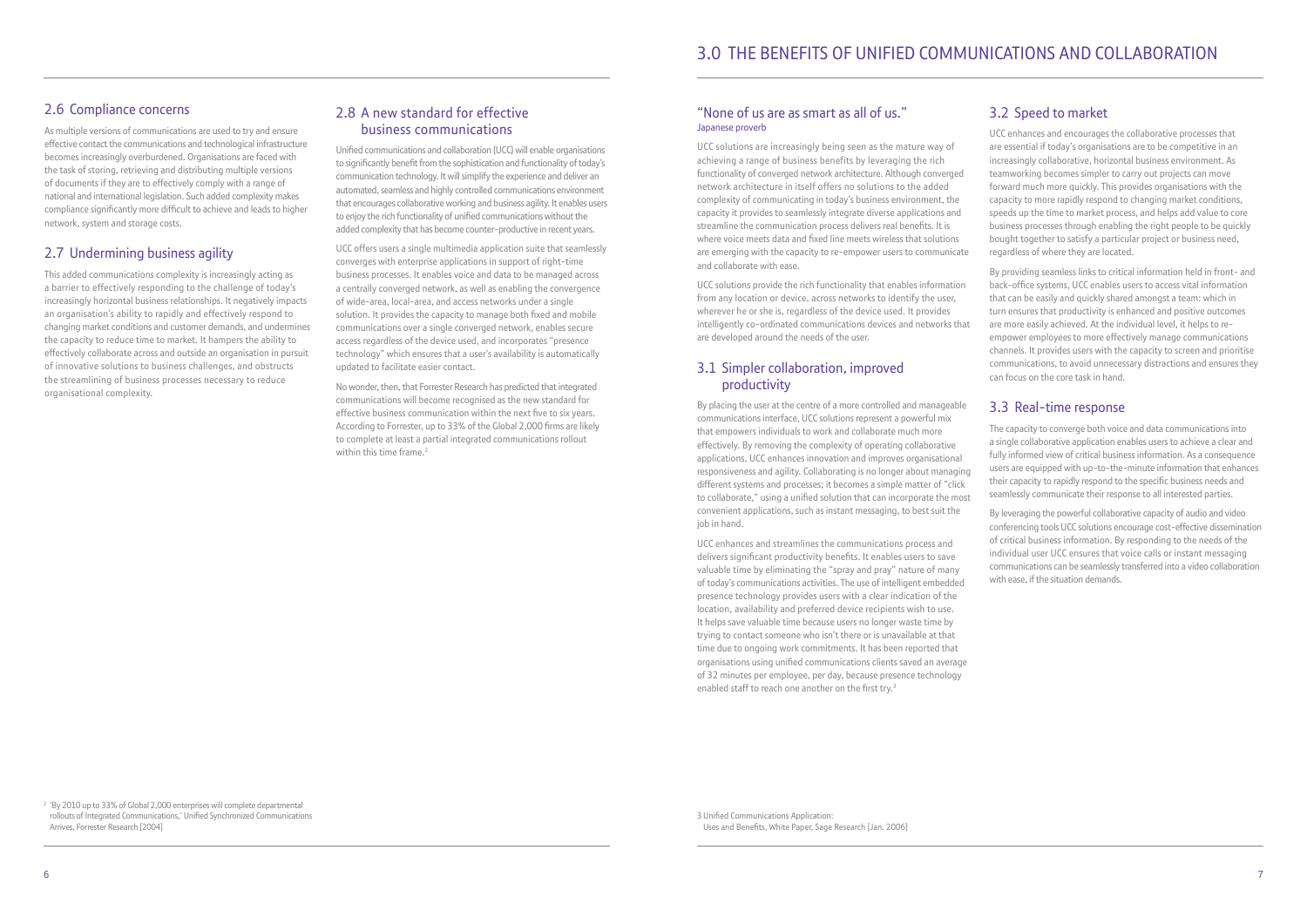## 2.6 Compliance concerns

As multiple versions of communications are used to try and ensure effective contact the communications and technological infrastructure becomes increasingly overburdened. Organisations are faced with the task of storing, retrieving and distributing multiple versions of documents if they are to effectively comply with a range of national and international legislation. Such added complexity makes compliance significantly more difficult to achieve and leads to higher network, system and storage costs.

## 2.7 Undermining business agility

This added communications complexity is increasingly acting as a barrier to effectively responding to the challenge of today's increasingly horizontal business relationships. It negatively impacts an organisation's ability to rapidly and effectively respond to changing market conditions and customer demands, and undermines the capacity to reduce time to market. It hampers the ability to effectively collaborate across and outside an organisation in pursuit of innovative solutions to business challenges, and obstructs the streamlining of business processes necessary to reduce organisational complexity.

## 2.8 A new standard for effective business communications

Unified communications and collaboration (UCC) will enable organisations to significantly benefit from the sophistication and functionality of today's communication technology. It will simplify the experience and deliver an automated, seamless and highly controlled communications environment that encourages collaborative working and business agility. It enables users to enjoy the rich functionality of unified communications without the added complexity that has become counter-productive in recent years.

UCC offers users a single multimedia application suite that seamlessly converges with enterprise applications in support of right-time business processes. It enables voice and data to be managed across a centrally converged network, as well as enabling the convergence of wide-area, local-area, and access networks under a single solution. It provides the capacity to manage both fixed and mobile communications over a single converged network, enables secure access regardless of the device used, and incorporates "presence technology" which ensures that a user's availability is automatically updated to facilitate easier contact.

No wonder, then, that Forrester Research has predicted that integrated communications will become recognised as the new standard for effective business communication within the next five to six years. According to Forrester, up to 33% of the Global 2,000 firms are likely to complete at least a partial integrated communications rollout within this time frame.[2]

[2] 'By 2010 up to 33% of Global 2,000 enterprises will complete departmental rollouts of Integrated Communications,' Unified Synchronized Communications Arrives, Forrester Research [2004]

# 3.0 THE BENEFITS OF UNIFIED COMMUNICATIONS AND COLLABORATION

### "None of us are as smart as all of us."
Japanese proverb

UCC solutions are increasingly being seen as the mature way of achieving a range of business benefits by leveraging the rich functionality of converged network architecture. Although converged network architecture in itself offers no solutions to the added complexity of communicating in today's business environment, the capacity it provides to seamlessly integrate diverse applications and streamline the communication process delivers real benefits. It is where voice meets data and fixed line meets wireless that solutions are emerging with the capacity to re-empower users to communicate and collaborate with ease.

UCC solutions provide the rich functionality that enables information from any location or device, across networks to identify the user, wherever he or she is, regardless of the device used. It provides intelligently co-ordinated communications devices and networks that are developed around the needs of the user.

## 3.1 Simpler collaboration, improved productivity

By placing the user at the centre of a more controlled and manageable communications interface, UCC solutions represent a powerful mix that empowers individuals to work and collaborate much more effectively. By removing the complexity of operating collaborative applications, UCC enhances innovation and improves organisational responsiveness and agility. Collaborating is no longer about managing different systems and processes; it becomes a simple matter of "click to collaborate," using a unified solution that can incorporate the most convenient applications, such as instant messaging, to best suit the job in hand.

UCC enhances and streamlines the communications process and delivers significant productivity benefits. It enables users to save valuable time by eliminating the "spray and pray" nature of many of today's communications activities. The use of intelligent embedded presence technology provides users with a clear indication of the location, availability and preferred device recipients wish to use. It helps save valuable time because users no longer waste time by trying to contact someone who isn't there or is unavailable at that time due to ongoing work commitments. It has been reported that organisations using unified communications clients saved an average of 32 minutes per employee, per day, because presence technology enabled staff to reach one another on the first try.[3]

[3] Unified Communications Application: Uses and Benefits, White Paper, Sage Research [Jan. 2006]

## 3.2 Speed to market

UCC enhances and encourages the collaborative processes that are essential if today's organisations are to be competitive in an increasingly collaborative, horizontal business environment. As teamworking becomes simpler to carry out projects can move forward much more quickly. This provides organisations with the capacity to more rapidly respond to changing market conditions, speeds up the time to market process, and helps add value to core business processes through enabling the right people to be quickly bought together to satisfy a particular project or business need, regardless of where they are located.

By providing seamless links to critical information held in front- and back-office systems, UCC enables users to access vital information that can be easily and quickly shared amongst a team: which in turn ensures that productivity is enhanced and positive outcomes are more easily achieved. At the individual level, it helps to re-empower employees to more effectively manage communications channels. It provides users with the capacity to screen and prioritise communications, to avoid unnecessary distractions and ensures they can focus on the core task in hand.

## 3.3 Real-time response

The capacity to converge both voice and data communications into a single collaborative application enables users to achieve a clear and fully informed view of critical business information. As a consequence users are equipped with up-to-the-minute information that enhances their capacity to rapidly respond to the specific business needs and seamlessly communicate their response to all interested parties.

By leveraging the powerful collaborative capacity of audio and video conferencing tools UCC solutions encourage cost-effective dissemination of critical business information. By responding to the needs of the individual user UCC ensures that voice calls or instant messaging communications can be seamlessly transferred into a video collaboration with ease, if the situation demands.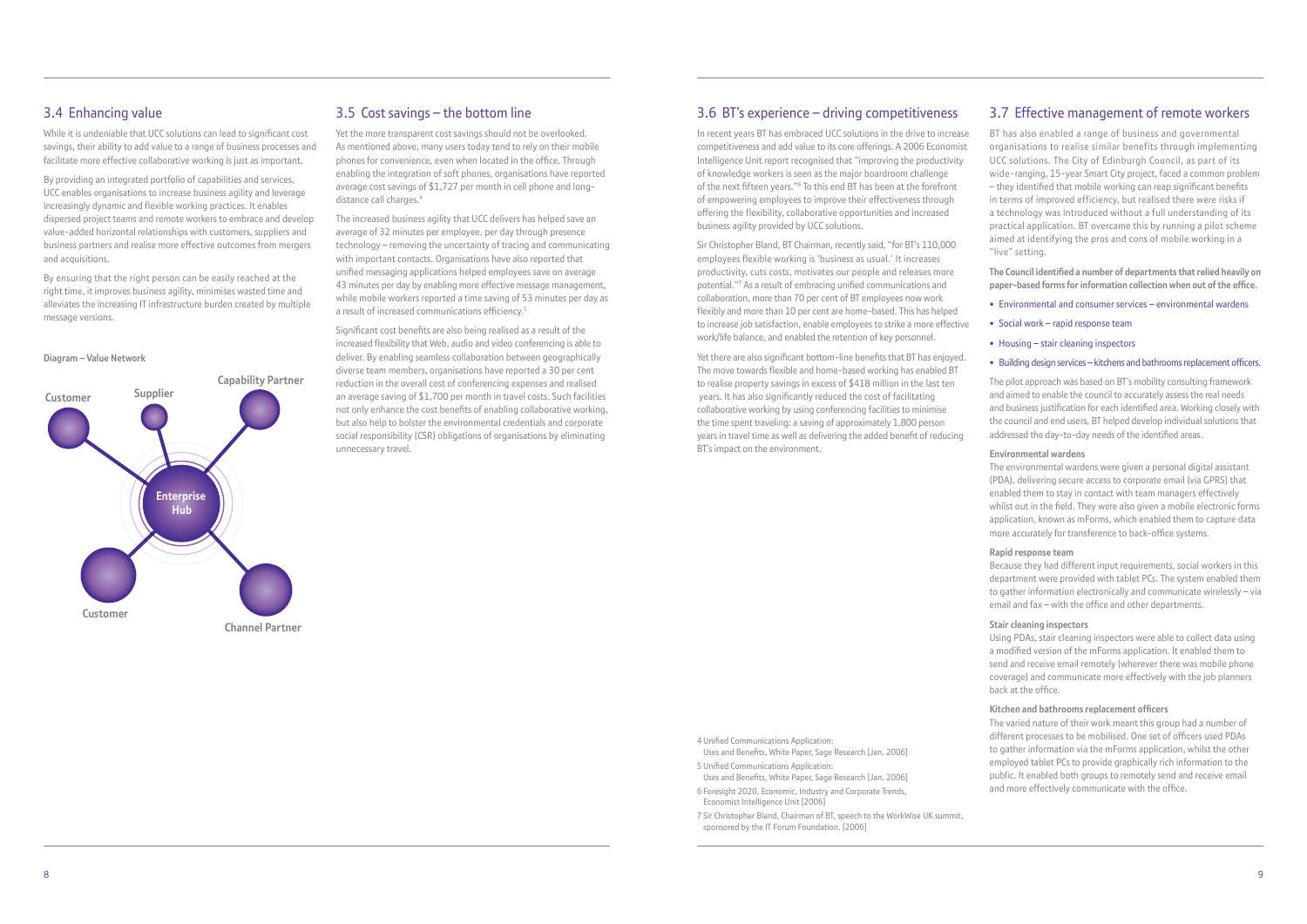## 3.4 Enhancing value

While it is undeniable that UCC solutions can lead to significant cost savings, their ability to add value to a range of business processes and facilitate more effective collaborative working is just as important.

By providing an integrated portfolio of capabilities and services, UCC enables organisations to increase business agility and leverage increasingly dynamic and flexible working practices. It enables dispersed project teams and remote workers to embrace and develop value-added horizontal relationships with customers, suppliers and business partners and realise more effective outcomes from mergers and acquisitions.

By ensuring that the right person can be easily reached at the right time, it improves business agility, minimises wasted time and alleviates the increasing IT infrastructure burden created by multiple message versions.

**Diagram – Value Network**

Customer, Supplier, Capability Partner, Enterprise Hub, Customer, Channel Partner

## 3.5 Cost savings – the bottom line

Yet the more transparent cost savings should not be overlooked. As mentioned above, many users today tend to rely on their mobile phones for convenience, even when located in the office. Through enabling the integration of soft phones, organisations have reported average cost savings of $1,727 per month in cell phone and long-distance call charges.[4]

The increased business agility that UCC delivers has helped save an average of 32 minutes per employee, per day through presence technology – removing the uncertainty of tracing and communicating with important contacts. Organisations have also reported that unified messaging applications helped employees save on average 43 minutes per day by enabling more effective message management, while mobile workers reported a time saving of 53 minutes per day as a result of increased communications efficiency.[5]

Significant cost benefits are also being realised as a result of the increased flexibility that Web, audio and video conferencing is able to deliver. By enabling seamless collaboration between geographically diverse team members, organisations have reported a 30 per cent reduction in the overall cost of conferencing expenses and realised an average saving of $1,700 per month in travel costs. Such facilities not only enhance the cost benefits of enabling collaborative working, but also help to bolster the environmental credentials and corporate social responsibility (CSR) obligations of organisations by eliminating unnecessary travel.

## 3.6 BT's experience – driving competitiveness

In recent years BT has embraced UCC solutions in the drive to increase competitiveness and add value to its core offerings. A 2006 Economist Intelligence Unit report recognised that "improving the productivity of knowledge workers is seen as the major boardroom challenge of the next fifteen years."[6] To this end BT has been at the forefront of empowering employees to improve their effectiveness through offering the flexibility, collaborative opportunities and increased business agility provided by UCC solutions.

Sir Christopher Bland, BT Chairman, recently said, "for BT's 110,000 employees flexible working is 'business as usual.' It increases productivity, cuts costs, motivates our people and releases more potential."[7] As a result of embracing unified communications and collaboration, more than 70 per cent of BT employees now work flexibly and more than 10 per cent are home-based. This has helped to increase job satisfaction, enable employees to strike a more effective work/life balance, and enabled the retention of key personnel.

Yet there are also significant bottom-line benefits that BT has enjoyed. The move towards flexible and home-based working has enabled BT to realise property savings in excess of $418 million in the last ten years. It has also significantly reduced the cost of facilitating collaborative working by using conferencing facilities to minimise the time spent traveling: a saving of approximately 1,800 person years in travel time as well as delivering the added benefit of reducing BT's impact on the environment.

4 Unified Communications Application: Uses and Benefits, White Paper, Sage Research [Jan. 2006]

5 Unified Communications Application: Uses and Benefits, White Paper, Sage Research [Jan. 2006]

6 Foresight 2020, Economic, Industry and Corporate Trends, Economist Intelligence Unit [2006]

7 Sir Christopher Bland, Chairman of BT, speech to the WorkWise UK summit, sponsored by the IT Forum Foundation. [2006]

## 3.7 Effective management of remote workers

BT has also enabled a range of business and governmental organisations to realise similar benefits through implementing UCC solutions. The City of Edinburgh Council, as part of its wide-ranging, 15-year Smart City project, faced a common problem – they identified that mobile working can reap significant benefits in terms of improved efficiency, but realised there were risks if a technology was introduced without a full understanding of its practical application. BT overcame this by running a pilot scheme aimed at identifying the pros and cons of mobile working in a "live" setting.

**The Council identified a number of departments that relied heavily on paper-based forms for information collection when out of the office.**

- Environmental and consumer services – environmental wardens
- Social work – rapid response team
- Housing – stair cleaning inspectors
- Building design services – kitchens and bathrooms replacement officers.

The pilot approach was based on BT's mobility consulting framework and aimed to enable the council to accurately assess the real needs and business justification for each identified area. Working closely with the council and end users, BT helped develop individual solutions that addressed the day-to-day needs of the identified areas.

**Environmental wardens**

The environmental wardens were given a personal digital assistant (PDA), delivering secure access to corporate email (via GPRS) that enabled them to stay in contact with team managers effectively whilst out in the field. They were also given a mobile electronic forms application, known as mForms, which enabled them to capture data more accurately for transference to back-office systems.

**Rapid response team**

Because they had different input requirements, social workers in this department were provided with tablet PCs. The system enabled them to gather information electronically and communicate wirelessly – via email and fax – with the office and other departments.

**Stair cleaning inspectors**

Using PDAs, stair cleaning inspectors were able to collect data using a modified version of the mForms application. It enabled them to send and receive email remotely (wherever there was mobile phone coverage) and communicate more effectively with the job planners back at the office.

**Kitchen and bathrooms replacement officers**

The varied nature of their work meant this group had a number of different processes to be mobilised. One set of officers used PDAs to gather information via the mForms application, whilst the other employed tablet PCs to provide graphically rich information to the public. It enabled both groups to remotely send and receive email and more effectively communicate with the office.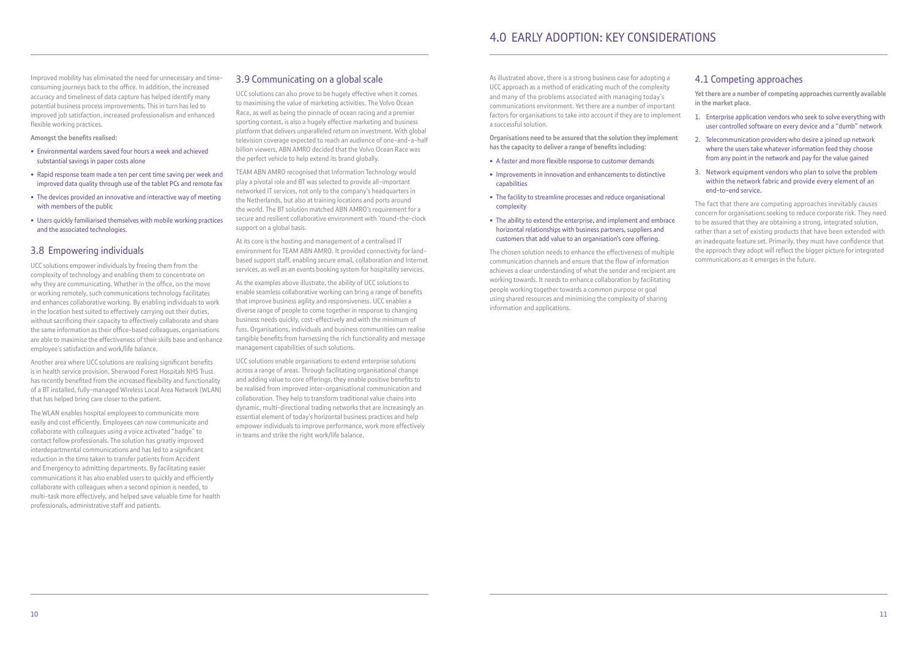Improved mobility has eliminated the need for unnecessary and time-consuming journeys back to the office. In addition, the increased accuracy and timeliness of data capture has helped identify many potential business process improvements. This in turn has led to improved job satisfaction, increased professionalism and enhanced flexible working practices.

**Amongst the benefits realised:**

- Environmental wardens saved four hours a week and achieved substantial savings in paper costs alone
- Rapid response team made a ten per cent time saving per week and improved data quality through use of the tablet PCs and remote fax
- The devices provided an innovative and interactive way of meeting with members of the public
- Users quickly familiarised themselves with mobile working practices and the associated technologies.

## 3.8 Empowering individuals

UCC solutions empower individuals by freeing them from the complexity of technology and enabling them to concentrate on why they are communicating. Whether in the office, on the move or working remotely, such communications technology facilitates and enhances collaborative working. By enabling individuals to work in the location best suited to effectively carrying out their duties, without sacrificing their capacity to effectively collaborate and share the same information as their office-based colleagues, organisations are able to maximise the effectiveness of their skills base and enhance employee's satisfaction and work/life balance.

Another area where UCC solutions are realising significant benefits is in health service provision. Sherwood Forest Hospitals NHS Trust has recently benefited from the increased flexibility and functionality of a BT installed, fully-managed Wireless Local Area Network (WLAN) that has helped bring care closer to the patient.

The WLAN enables hospital employees to communicate more easily and cost efficiently. Employees can now communicate and collaborate with colleagues using a voice activated "badge" to contact fellow professionals. The solution has greatly improved interdepartmental communications and has led to a significant reduction in the time taken to transfer patients from Accident and Emergency to admitting departments. By facilitating easier communications it has also enabled users to quickly and efficiently collaborate with colleagues when a second opinion is needed, to multi-task more effectively, and helped save valuable time for health professionals, administrative staff and patients.

## 3.9 Communicating on a global scale

UCC solutions can also prove to be hugely effective when it comes to maximising the value of marketing activities. The Volvo Ocean Race, as well as being the pinnacle of ocean racing and a premier sporting contest, is also a hugely effective marketing and business platform that delivers unparalleled return on investment. With global television coverage expected to reach an audience of one-and-a-half billion viewers, ABN AMRO decided that the Volvo Ocean Race was the perfect vehicle to help extend its brand globally.

TEAM ABN AMRO recognised that Information Technology would play a pivotal role and BT was selected to provide all-important networked IT services, not only to the company's headquarters in the Netherlands, but also at training locations and ports around the world. The BT solution matched ABN AMRO's requirement for a secure and resilient collaborative environment with 'round-the-clock support on a global basis.

At its core is the hosting and management of a centralised IT environment for TEAM ABN AMRO. It provided connectivity for land-based support staff, enabling secure email, collaboration and Internet services, as well as an events booking system for hospitality services.

As the examples above illustrate, the ability of UCC solutions to enable seamless collaborative working can bring a range of benefits that improve business agility and responsiveness. UCC enables a diverse range of people to come together in response to changing business needs quickly, cost-effectively and with the minimum of fuss. Organisations, individuals and business communities can realise tangible benefits from harnessing the rich functionality and message management capabilities of such solutions.

UCC solutions enable organisations to extend enterprise solutions across a range of areas. Through facilitating organisational change and adding value to core offerings, they enable positive benefits to be realised from improved inter-organisational communication and collaboration. They help to transform traditional value chains into dynamic, multi-directional trading networks that are increasingly an essential element of today's horizontal business practices and help empower individuals to improve performance, work more effectively in teams and strike the right work/life balance.

# 4.0 EARLY ADOPTION: KEY CONSIDERATIONS

As illustrated above, there is a strong business case for adopting a UCC approach as a method of eradicating much of the complexity and many of the problems associated with managing today's communications environment. Yet there are a number of important factors for organisations to take into account if they are to implement a successful solution.

**Organisations need to be assured that the solution they implement has the capacity to deliver a range of benefits including:**

- A faster and more flexible response to customer demands
- Improvements in innovation and enhancements to distinctive capabilities
- The facility to streamline processes and reduce organisational complexity
- The ability to extend the enterprise, and implement and embrace horizontal relationships with business partners, suppliers and customers that add value to an organisation's core offering.

The chosen solution needs to enhance the effectiveness of multiple communication channels and ensure that the flow of information achieves a clear understanding of what the sender and recipient are working towards. It needs to enhance collaboration by facilitating people working together towards a common purpose or goal using shared resources and minimising the complexity of sharing information and applications.

## 4.1 Competing approaches

**Yet there are a number of competing approaches currently available in the market place.**

1. Enterprise application vendors who seek to solve everything with user controlled software on every device and a "dumb" network
2. Telecommunication providers who desire a joined up network where the users take whatever information feed they choose from any point in the network and pay for the value gained
3. Network equipment vendors who plan to solve the problem within the network fabric and provide every element of an end-to-end service.

The fact that there are competing approaches inevitably causes concern for organisations seeking to reduce corporate risk. They need to be assured that they are obtaining a strong, integrated solution, rather than a set of existing products that have been extended with an inadequate feature set. Primarily, they must have confidence that the approach they adopt will reflect the bigger picture for integrated communications as it emerges in the future.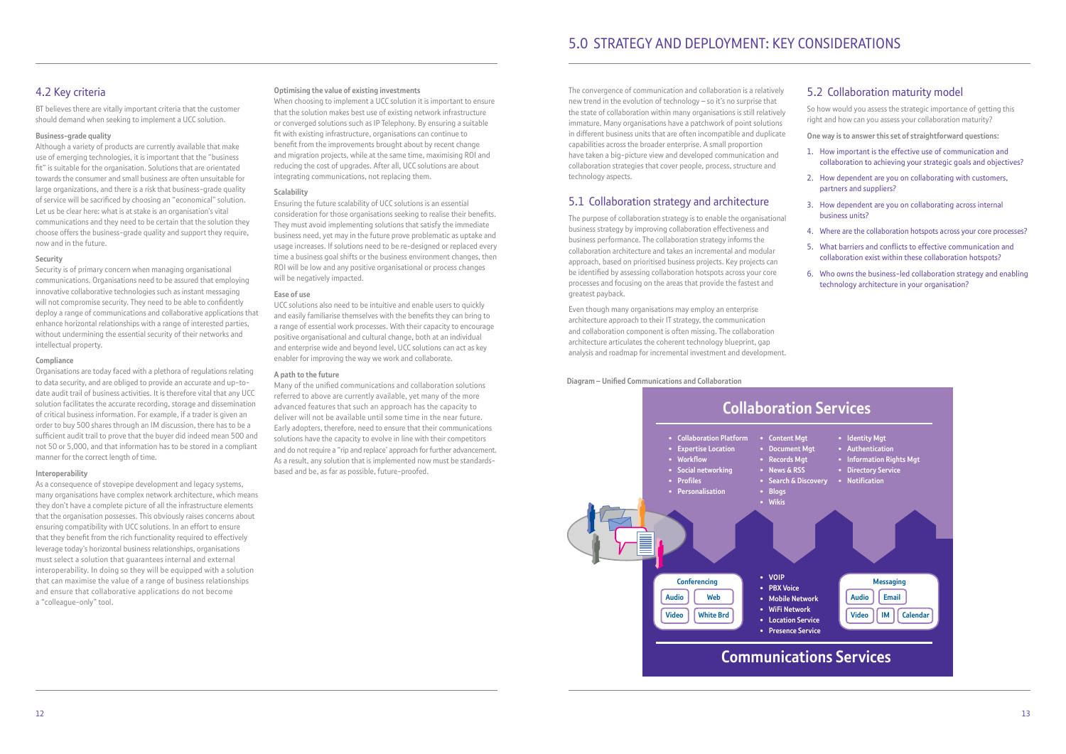## 4.2 Key criteria

BT believes there are vitally important criteria that the customer should demand when seeking to implement a UCC solution.

**Business-grade quality**

Although a variety of products are currently available that make use of emerging technologies, it is important that the "business fit" is suitable for the organisation. Solutions that are orientated towards the consumer and small business are often unsuitable for large organizations, and there is a risk that business-grade quality of service will be sacrificed by choosing an "economical" solution. Let us be clear here: what is at stake is an organisation's vital communications and they need to be certain that the solution they choose offers the business-grade quality and support they require, now and in the future.

**Security**

Security is of primary concern when managing organisational communications. Organisations need to be assured that employing innovative collaborative technologies such as instant messaging will not compromise security. They need to be able to confidently deploy a range of communications and collaborative applications that enhance horizontal relationships with a range of interested parties, without undermining the essential security of their networks and intellectual property.

**Compliance**

Organisations are today faced with a plethora of regulations relating to data security, and are obliged to provide an accurate and up-to-date audit trail of business activities. It is therefore vital that any UCC solution facilitates the accurate recording, storage and dissemination of critical business information. For example, if a trader is given an order to buy 500 shares through an IM discussion, there has to be a sufficient audit trail to prove that the buyer did indeed mean 500 and not 50 or 5,000, and that information has to be stored in a compliant manner for the correct length of time.

**Interoperability**

As a consequence of stovepipe development and legacy systems, many organisations have complex network architecture, which means they don't have a complete picture of all the infrastructure elements that the organisation possesses. This obviously raises concerns about ensuring compatibility with UCC solutions. In an effort to ensure that they benefit from the rich functionality required to effectively leverage today's horizontal business relationships, organisations must select a solution that guarantees internal and external interoperability. In doing so they will be equipped with a solution that can maximise the value of a range of business relationships and ensure that collaborative applications do not become a "colleague-only" tool.

**Optimising the value of existing investments**

When choosing to implement a UCC solution it is important to ensure that the solution makes best use of existing network infrastructure or converged solutions such as IP Telephony. By ensuring a suitable fit with existing infrastructure, organisations can continue to benefit from the improvements brought about by recent change and migration projects, while at the same time, maximising ROI and reducing the cost of upgrades. After all, UCC solutions are about integrating communications, not replacing them.

**Scalability**

Ensuring the future scalability of UCC solutions is an essential consideration for those organisations seeking to realise their benefits. They must avoid implementing solutions that satisfy the immediate business need, yet may in the future prove problematic as uptake and usage increases. If solutions need to be re-designed or replaced every time a business goal shifts or the business environment changes, then ROI will be low and any positive organisational or process changes will be negatively impacted.

**Ease of use**

UCC solutions also need to be intuitive and enable users to quickly and easily familiarise themselves with the benefits they can bring to a range of essential work processes. With their capacity to encourage positive organisational and cultural change, both at an individual and enterprise wide and beyond level, UCC solutions can act as key enabler for improving the way we work and collaborate.

**A path to the future**

Many of the unified communications and collaboration solutions referred to above are currently available, yet many of the more advanced features that such an approach has the capacity to deliver will not be available until some time in the near future. Early adopters, therefore, need to ensure that their communications solutions have the capacity to evolve in line with their competitors and do not require a "rip and replace' approach for further advancement. As a result, any solution that is implemented now must be standards-based and be, as far as possible, future-proofed.

# 5.0 STRATEGY AND DEPLOYMENT: KEY CONSIDERATIONS

The convergence of communication and collaboration is a relatively new trend in the evolution of technology – so it's no surprise that the state of collaboration within many organisations is still relatively immature. Many organisations have a patchwork of point solutions in different business units that are often incompatible and duplicate capabilities across the broader enterprise. A small proportion have taken a big-picture view and developed communication and collaboration strategies that cover people, process, structure and technology aspects.

## 5.1 Collaboration strategy and architecture

The purpose of collaboration strategy is to enable the organisational business strategy by improving collaboration effectiveness and business performance. The collaboration strategy informs the collaboration architecture and takes an incremental and modular approach, based on prioritised business projects. Key projects can be identified by assessing collaboration hotspots across your core processes and focusing on the areas that provide the fastest and greatest payback.

Even though many organisations may employ an enterprise architecture approach to their IT strategy, the communication and collaboration component is often missing. The collaboration architecture articulates the coherent technology blueprint, gap analysis and roadmap for incremental investment and development.

**Diagram – Unified Communications and Collaboration**

**Collaboration Services**

- Collaboration Platform
- Expertise Location
- Workflow
- Social networking
- Profiles
- Personalisation
- Content Mgt
- Document Mgt
- Records Mgt
- News & RSS
- Search & Discovery
- Blogs
- Wikis
- Identity Mgt
- Authentication
- Information Rights Mgt
- Directory Service
- Notification

**Conferencing:** Audio, Web, Video, White Brd

- VOIP
- PBX Voice
- Mobile Network
- WiFi Network
- Location Service
- Presence Service

**Messaging:** Audio, Email, Video, IM, Calendar

**Communications Services**

## 5.2 Collaboration maturity model

So how would you assess the strategic importance of getting this right and how can you assess your collaboration maturity?

**One way is to answer this set of straightforward questions:**

1. How important is the effective use of communication and collaboration to achieving your strategic goals and objectives?
2. How dependent are you on collaborating with customers, partners and suppliers?
3. How dependent are you on collaborating across internal business units?
4. Where are the collaboration hotspots across your core processes?
5. What barriers and conflicts to effective communication and collaboration exist within these collaboration hotspots?
6. Who owns the business-led collaboration strategy and enabling technology architecture in your organisation?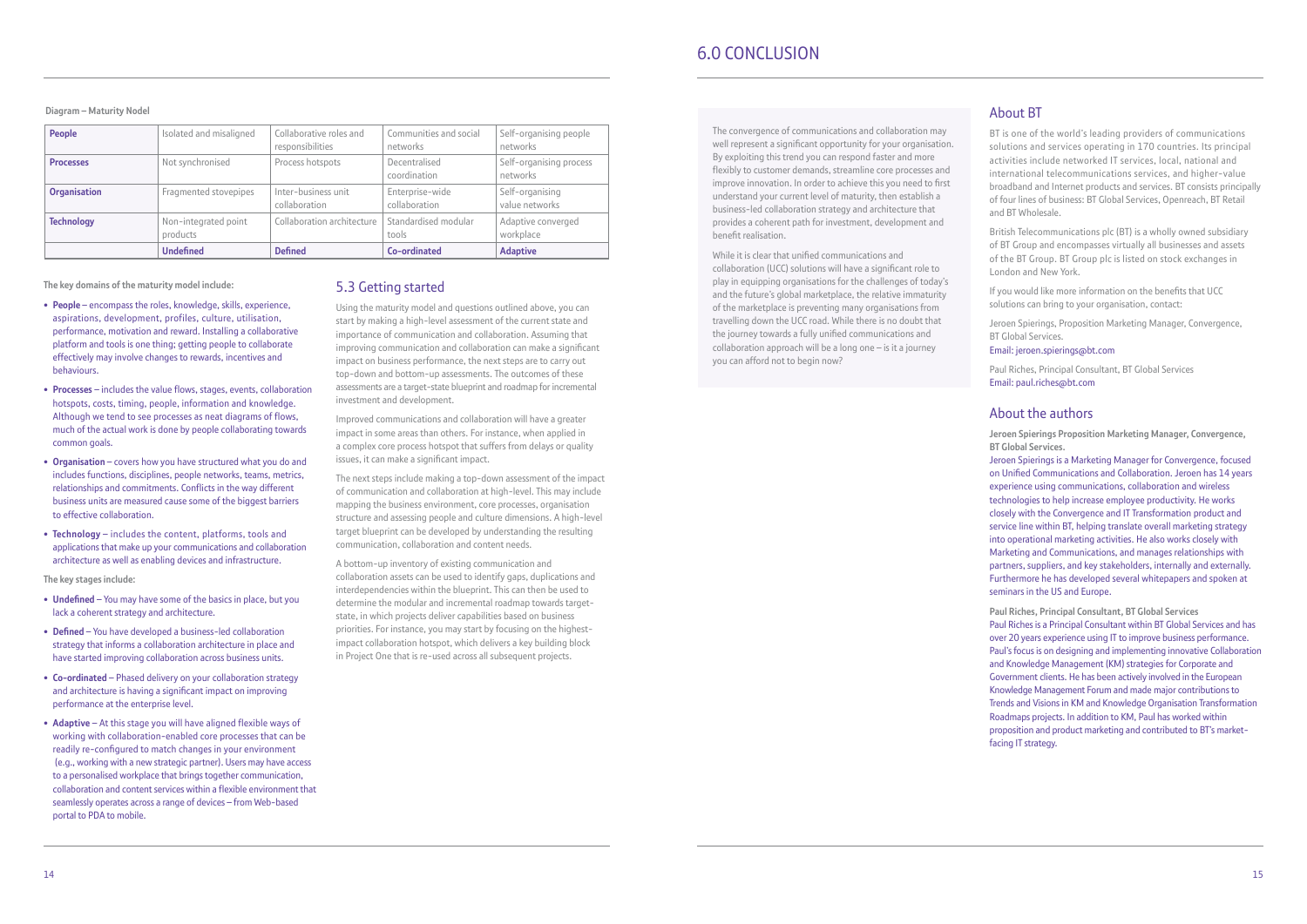**Diagram – Maturity Nodel**

| | | | | |
|---|---|---|---|---|
| **People** | Isolated and misaligned | Collaborative roles and responsibilities | Communities and social networks | Self-organising people networks |
| **Processes** | Not synchronised | Process hotspots | Decentralised coordination | Self-organising process networks |
| **Organisation** | Fragmented stovepipes | Inter-business unit collaboration | Enterprise-wide collaboration | Self-organising value networks |
| **Technology** | Non-integrated point products | Collaboration architecture | Standardised modular tools | Adaptive converged workplace |
| | **Undefined** | **Defined** | **Co-ordinated** | **Adaptive** |

**The key domains of the maturity model include:**

- **People** – encompass the roles, knowledge, skills, experience, aspirations, development, profiles, culture, utilisation, performance, motivation and reward. Installing a collaborative platform and tools is one thing; getting people to collaborate effectively may involve changes to rewards, incentives and behaviours.
- **Processes** – includes the value flows, stages, events, collaboration hotspots, costs, timing, people, information and knowledge. Although we tend to see processes as neat diagrams of flows, much of the actual work is done by people collaborating towards common goals.
- **Organisation** – covers how you have structured what you do and includes functions, disciplines, people networks, teams, metrics, relationships and commitments. Conflicts in the way different business units are measured cause some of the biggest barriers to effective collaboration.
- **Technology** – includes the content, platforms, tools and applications that make up your communications and collaboration architecture as well as enabling devices and infrastructure.

**The key stages include:**

- **Undefined** – You may have some of the basics in place, but you lack a coherent strategy and architecture.
- **Defined** – You have developed a business-led collaboration strategy that informs a collaboration architecture in place and have started improving collaboration across business units.
- **Co-ordinated** – Phased delivery on your collaboration strategy and architecture is having a significant impact on improving performance at the enterprise level.
- **Adaptive** – At this stage you will have aligned flexible ways of working with collaboration-enabled core processes that can be readily re-configured to match changes in your environment (e.g., working with a new strategic partner). Users may have access to a personalised workplace that brings together communication, collaboration and content services within a flexible environment that seamlessly operates across a range of devices – from Web-based portal to PDA to mobile.

## 5.3 Getting started

Using the maturity model and questions outlined above, you can start by making a high-level assessment of the current state and importance of communication and collaboration. Assuming that improving communication and collaboration can make a significant impact on business performance, the next steps are to carry out top-down and bottom-up assessments. The outcomes of these assessments are a target-state blueprint and roadmap for incremental investment and development.

Improved communications and collaboration will have a greater impact in some areas than others. For instance, when applied in a complex core process hotspot that suffers from delays or quality issues, it can make a significant impact.

The next steps include making a top-down assessment of the impact of communication and collaboration at high-level. This may include mapping the business environment, core processes, organisation structure and assessing people and culture dimensions. A high-level target blueprint can be developed by understanding the resulting communication, collaboration and content needs.

A bottom-up inventory of existing communication and collaboration assets can be used to identify gaps, duplications and interdependencies within the blueprint. This can then be used to determine the modular and incremental roadmap towards target-state, in which projects deliver capabilities based on business priorities. For instance, you may start by focusing on the highest-impact collaboration hotspot, which delivers a key building block in Project One that is re-used across all subsequent projects.

# 6.0 CONCLUSION

The convergence of communications and collaboration may well represent a significant opportunity for your organisation. By exploiting this trend you can respond faster and more flexibly to customer demands, streamline core processes and improve innovation. In order to achieve this you need to first understand your current level of maturity, then establish a business-led collaboration strategy and architecture that provides a coherent path for investment, development and benefit realisation.

While it is clear that unified communications and collaboration (UCC) solutions will have a significant role to play in equipping organisations for the challenges of today's and the future's global marketplace, the relative immaturity of the marketplace is preventing many organisations from travelling down the UCC road. While there is no doubt that the journey towards a fully unified communications and collaboration approach will be a long one – is it a journey you can afford not to begin now?

## About BT

BT is one of the world's leading providers of communications solutions and services operating in 170 countries. Its principal activities include networked IT services, local, national and international telecommunications services, and higher-value broadband and Internet products and services. BT consists principally of four lines of business: BT Global Services, Openreach, BT Retail and BT Wholesale.

British Telecommunications plc (BT) is a wholly owned subsidiary of BT Group and encompasses virtually all businesses and assets of the BT Group. BT Group plc is listed on stock exchanges in London and New York.

If you would like more information on the benefits that UCC solutions can bring to your organisation, contact:

Jeroen Spierings, Proposition Marketing Manager, Convergence, BT Global Services.
Email: jeroen.spierings@bt.com

Paul Riches, Principal Consultant, BT Global Services
Email: paul.riches@bt.com

## About the authors

**Jeroen Spierings Proposition Marketing Manager, Convergence, BT Global Services.**
Jeroen Spierings is a Marketing Manager for Convergence, focused on Unified Communications and Collaboration. Jeroen has 14 years experience using communications, collaboration and wireless technologies to help increase employee productivity. He works closely with the Convergence and IT Transformation product and service line within BT, helping translate overall marketing strategy into operational marketing activities. He also works closely with Marketing and Communications, and manages relationships with partners, suppliers, and key stakeholders, internally and externally. Furthermore he has developed several whitepapers and spoken at seminars in the US and Europe.

**Paul Riches, Principal Consultant, BT Global Services**
Paul Riches is a Principal Consultant within BT Global Services and has over 20 years experience using IT to improve business performance. Paul's focus is on designing and implementing innovative Collaboration and Knowledge Management (KM) strategies for Corporate and Government clients. He has been actively involved in the European Knowledge Management Forum and made major contributions to Trends and Visions in KM and Knowledge Organisation Transformation Roadmaps projects. In addition to KM, Paul has worked within proposition and product marketing and contributed to BT's market-facing IT strategy.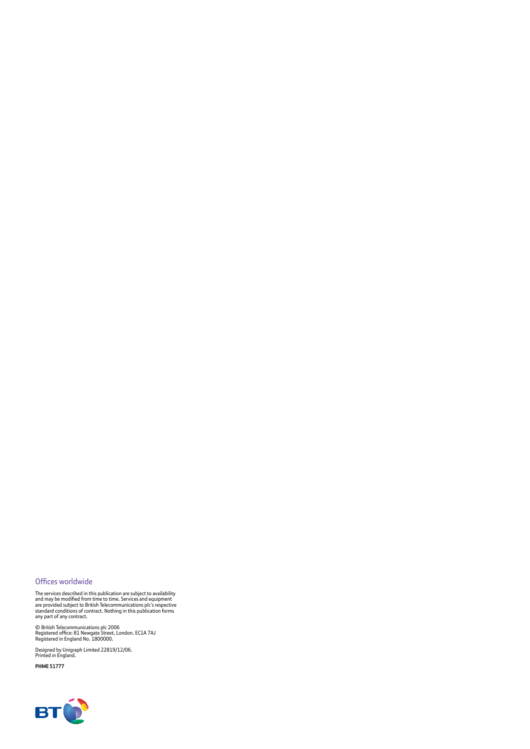## Offices worldwide

The services described in this publication are subject to availability and may be modified from time to time. Services and equipment are provided subject to British Telecommunications plc's respective standard conditions of contract. Nothing in this publication forms any part of any contract.

© British Telecommunications plc 2006
Registered office: 81 Newgate Street, London. EC1A 7AJ
Registered in England No. 1800000.

Designed by Unigraph Limited 22819/12/06.
Printed in England.

**PHME 51777**

BT